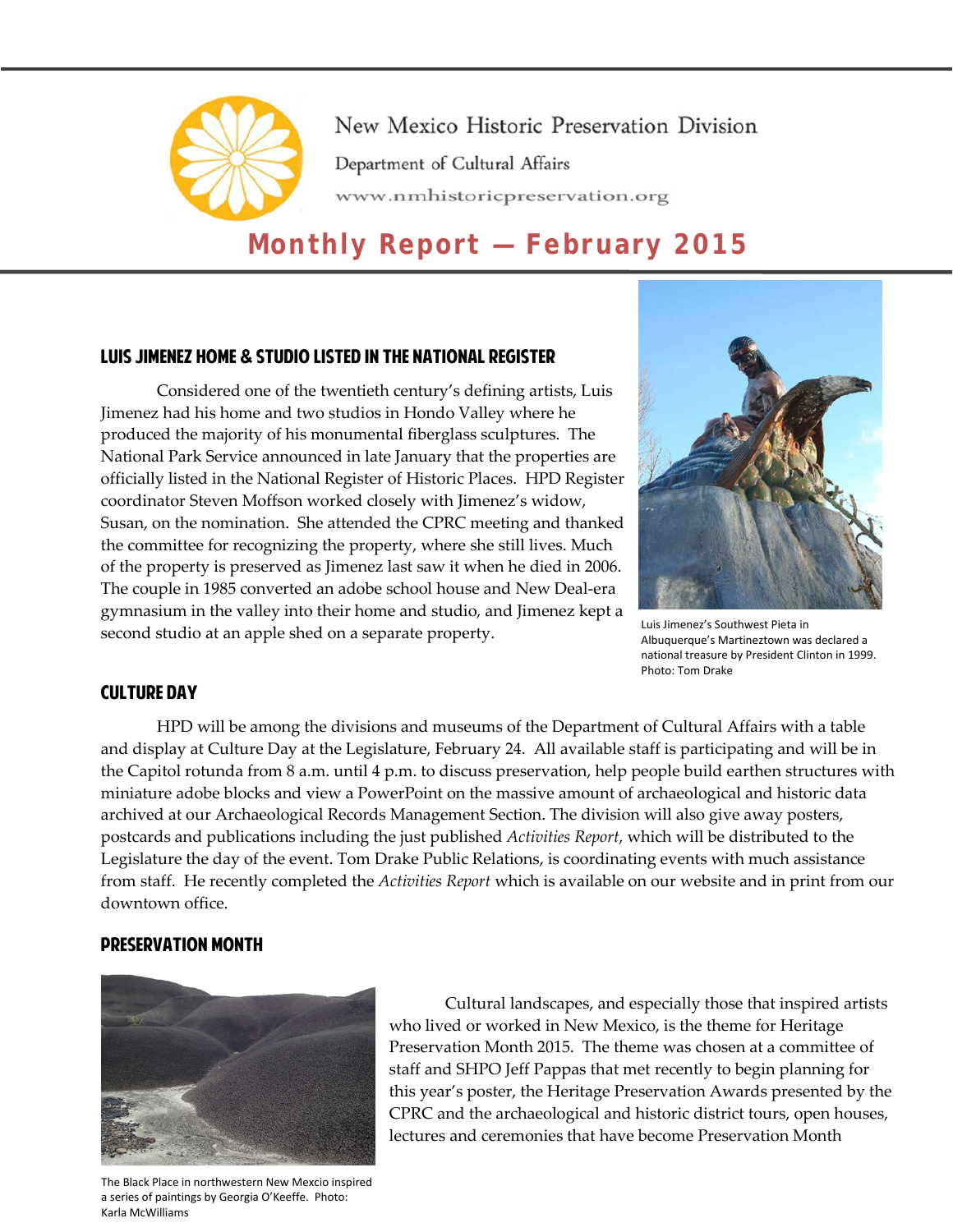New Mexico Historic Preservation Division

Department of Cultural Affairs

www.nmhistoricpreservation.org

# Monthly Report — February 2015

## LUIS JIMENEZ HOME & STUDIO LISTED IN THE NATIONAL REGISTER

Considered one of the twentieth century's defining artists, Luis Jimenez had his home and two studios in Hondo Valley where he produced the majority of his monumental fiberglass sculptures. The National Park Service announced in late January that the properties are officially listed in the National Register of Historic Places. HPD Register coordinator Steven Moffson worked closely with Jimenez's widow, Susan, on the nomination. She attended the CPRC meeting and thanked the committee for recognizing the property, where she still lives. Much of the property is preserved as Jimenez last saw it when he died in 2006. The couple in 1985 converted an adobe school house and New Deal-era gymnasium in the valley into their home and studio, and Jimenez kept a second studio at an apple shed on a separate property.

Luis Jimenez's Southwest Pieta in Albuquerque's Martineztown was declared a national treasure by President Clinton in 1999. Photo: Tom Drake

## CULTURE DAY

HPD will be among the divisions and museums of the Department of Cultural Affairs with a table and display at Culture Day at the Legislature, February 24. All available staff is participating and will be in the Capitol rotunda from 8 a.m. until 4 p.m. to discuss preservation, help people build earthen structures with miniature adobe blocks and view a PowerPoint on the massive amount of archaeological and historic data archived at our Archaeological Records Management Section. The division will also give away posters, postcards and publications including the just published *Activities Report*, which will be distributed to the Legislature the day of the event. Tom Drake Public Relations, is coordinating events with much assistance from staff. He recently completed the *Activities Report* which is available on our website and in print from our downtown office.

## PRESERVATION MONTH

The Black Place in northwestern New Mexcio inspired a series of paintings by Georgia O'Keeffe. Photo: Karla McWilliams

Cultural landscapes, and especially those that inspired artists who lived or worked in New Mexico, is the theme for Heritage Preservation Month 2015. The theme was chosen at a committee of staff and SHPO Jeff Pappas that met recently to begin planning for this year's poster, the Heritage Preservation Awards presented by the CPRC and the archaeological and historic district tours, open houses, lectures and ceremonies that have become Preservation Month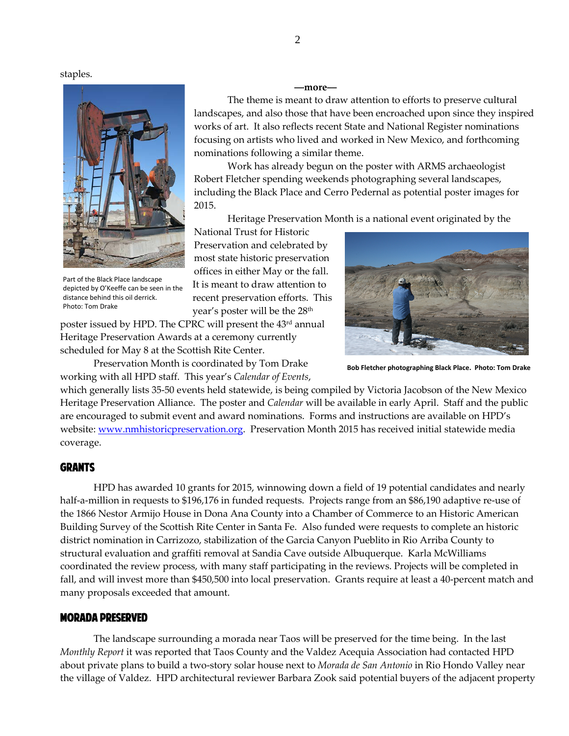staples.

—more—

The theme is meant to draw attention to efforts to preserve cultural landscapes, and also those that have been encroached upon since they inspired works of art. It also reflects recent State and National Register nominations focusing on artists who lived and worked in New Mexico, and forthcoming nominations following a similar theme.

Work has already begun on the poster with ARMS archaeologist Robert Fletcher spending weekends photographing several landscapes, including the Black Place and Cerro Pedernal as potential poster images for 2015.

Part of the Black Place landscape depicted by O'Keeffe can be seen in the distance behind this oil derrick. Photo: Tom Drake

Heritage Preservation Month is a national event originated by the National Trust for Historic Preservation and celebrated by most state historic preservation offices in either May or the fall. It is meant to draw attention to recent preservation efforts. This year's poster will be the 28th poster issued by HPD. The CPRC will present the 43rd annual Heritage Preservation Awards at a ceremony currently scheduled for May 8 at the Scottish Rite Center.

**Bob Fletcher photographing Black Place. Photo: Tom Drake**

Preservation Month is coordinated by Tom Drake working with all HPD staff. This year's *Calendar of Events*, which generally lists 35-50 events held statewide, is being compiled by Victoria Jacobson of the New Mexico Heritage Preservation Alliance. The poster and *Calendar* will be available in early April. Staff and the public are encouraged to submit event and award nominations. Forms and instructions are available on HPD's website: [www.nmhistoricpreservation.org](www.nmhistoricpreservation.org). Preservation Month 2015 has received initial statewide media coverage.

## GRANTS

HPD has awarded 10 grants for 2015, winnowing down a field of 19 potential candidates and nearly half-a-million in requests to $196,176 in funded requests. Projects range from an $86,190 adaptive re-use of the 1866 Nestor Armijo House in Dona Ana County into a Chamber of Commerce to an Historic American Building Survey of the Scottish Rite Center in Santa Fe. Also funded were requests to complete an historic district nomination in Carrizozo, stabilization of the Garcia Canyon Pueblito in Rio Arriba County to structural evaluation and graffiti removal at Sandia Cave outside Albuquerque. Karla McWilliams coordinated the review process, with many staff participating in the reviews. Projects will be completed in fall, and will invest more than $450,500 into local preservation. Grants require at least a 40-percent match and many proposals exceeded that amount.

## MORADA PRESERVED

The landscape surrounding a morada near Taos will be preserved for the time being. In the last *Monthly Report* it was reported that Taos County and the Valdez Acequia Association had contacted HPD about private plans to build a two-story solar house next to *Morada de San Antonio* in Rio Hondo Valley near the village of Valdez. HPD architectural reviewer Barbara Zook said potential buyers of the adjacent property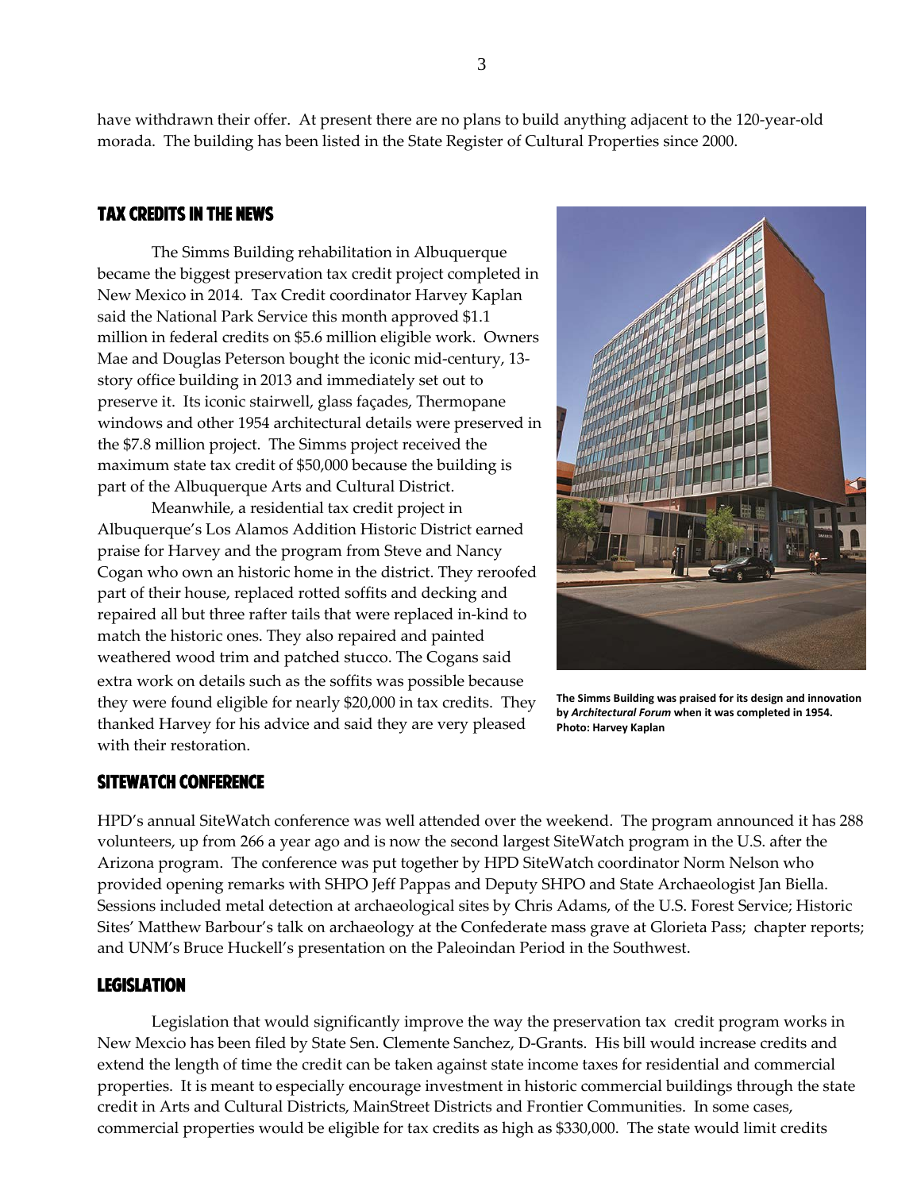have withdrawn their offer. At present there are no plans to build anything adjacent to the 120-year-old morada. The building has been listed in the State Register of Cultural Properties since 2000.

## TAX CREDITS IN THE NEWS

The Simms Building rehabilitation in Albuquerque became the biggest preservation tax credit project completed in New Mexico in 2014. Tax Credit coordinator Harvey Kaplan said the National Park Service this month approved $1.1 million in federal credits on $5.6 million eligible work. Owners Mae and Douglas Peterson bought the iconic mid-century, 13-story office building in 2013 and immediately set out to preserve it. Its iconic stairwell, glass façades, Thermopane windows and other 1954 architectural details were preserved in the $7.8 million project. The Simms project received the maximum state tax credit of $50,000 because the building is part of the Albuquerque Arts and Cultural District.

Meanwhile, a residential tax credit project in Albuquerque's Los Alamos Addition Historic District earned praise for Harvey and the program from Steve and Nancy Cogan who own an historic home in the district. They reroofed part of their house, replaced rotted soffits and decking and repaired all but three rafter tails that were replaced in-kind to match the historic ones. They also repaired and painted weathered wood trim and patched stucco. The Cogans said extra work on details such as the soffits was possible because they were found eligible for nearly $20,000 in tax credits. They thanked Harvey for his advice and said they are very pleased with their restoration.

**The Simms Building was praised for its design and innovation by *Architectural Forum* when it was completed in 1954. Photo: Harvey Kaplan**

## SITEWATCH CONFERENCE

HPD's annual SiteWatch conference was well attended over the weekend. The program announced it has 288 volunteers, up from 266 a year ago and is now the second largest SiteWatch program in the U.S. after the Arizona program. The conference was put together by HPD SiteWatch coordinator Norm Nelson who provided opening remarks with SHPO Jeff Pappas and Deputy SHPO and State Archaeologist Jan Biella. Sessions included metal detection at archaeological sites by Chris Adams, of the U.S. Forest Service; Historic Sites' Matthew Barbour's talk on archaeology at the Confederate mass grave at Glorieta Pass; chapter reports; and UNM's Bruce Huckell's presentation on the Paleoindan Period in the Southwest.

## LEGISLATION

Legislation that would significantly improve the way the preservation tax credit program works in New Mexcio has been filed by State Sen. Clemente Sanchez, D-Grants. His bill would increase credits and extend the length of time the credit can be taken against state income taxes for residential and commercial properties. It is meant to especially encourage investment in historic commercial buildings through the state credit in Arts and Cultural Districts, MainStreet Districts and Frontier Communities. In some cases, commercial properties would be eligible for tax credits as high as $330,000. The state would limit credits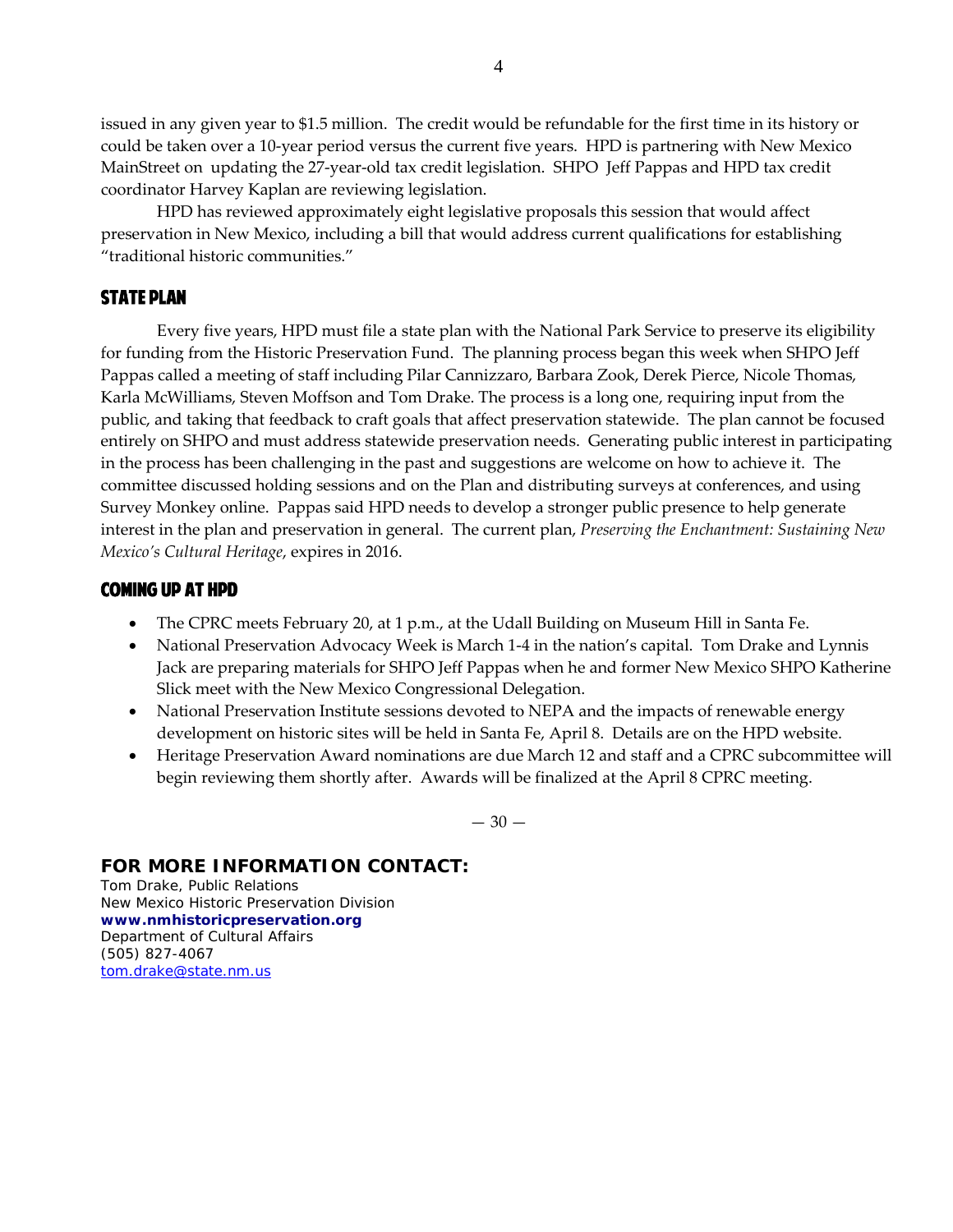issued in any given year to $1.5 million. The credit would be refundable for the first time in its history or could be taken over a 10-year period versus the current five years. HPD is partnering with New Mexico MainStreet on updating the 27-year-old tax credit legislation. SHPO Jeff Pappas and HPD tax credit coordinator Harvey Kaplan are reviewing legislation.

HPD has reviewed approximately eight legislative proposals this session that would affect preservation in New Mexico, including a bill that would address current qualifications for establishing "traditional historic communities."

## STATE PLAN

Every five years, HPD must file a state plan with the National Park Service to preserve its eligibility for funding from the Historic Preservation Fund. The planning process began this week when SHPO Jeff Pappas called a meeting of staff including Pilar Cannizzaro, Barbara Zook, Derek Pierce, Nicole Thomas, Karla McWilliams, Steven Moffson and Tom Drake. The process is a long one, requiring input from the public, and taking that feedback to craft goals that affect preservation statewide. The plan cannot be focused entirely on SHPO and must address statewide preservation needs. Generating public interest in participating in the process has been challenging in the past and suggestions are welcome on how to achieve it. The committee discussed holding sessions and on the Plan and distributing surveys at conferences, and using Survey Monkey online. Pappas said HPD needs to develop a stronger public presence to help generate interest in the plan and preservation in general. The current plan, *Preserving the Enchantment: Sustaining New Mexico's Cultural Heritage*, expires in 2016.

## COMING UP AT HPD

- The CPRC meets February 20, at 1 p.m., at the Udall Building on Museum Hill in Santa Fe.
- National Preservation Advocacy Week is March 1-4 in the nation's capital. Tom Drake and Lynnis Jack are preparing materials for SHPO Jeff Pappas when he and former New Mexico SHPO Katherine Slick meet with the New Mexico Congressional Delegation.
- National Preservation Institute sessions devoted to NEPA and the impacts of renewable energy development on historic sites will be held in Santa Fe, April 8. Details are on the HPD website.
- Heritage Preservation Award nominations are due March 12 and staff and a CPRC subcommittee will begin reviewing them shortly after. Awards will be finalized at the April 8 CPRC meeting.

— 30 —

**FOR MORE INFORMATION CONTACT:**

Tom Drake, Public Relations
New Mexico Historic Preservation Division
**www.nmhistoricpreservation.org**
Department of Cultural Affairs
(505) 827-4067
tom.drake@state.nm.us